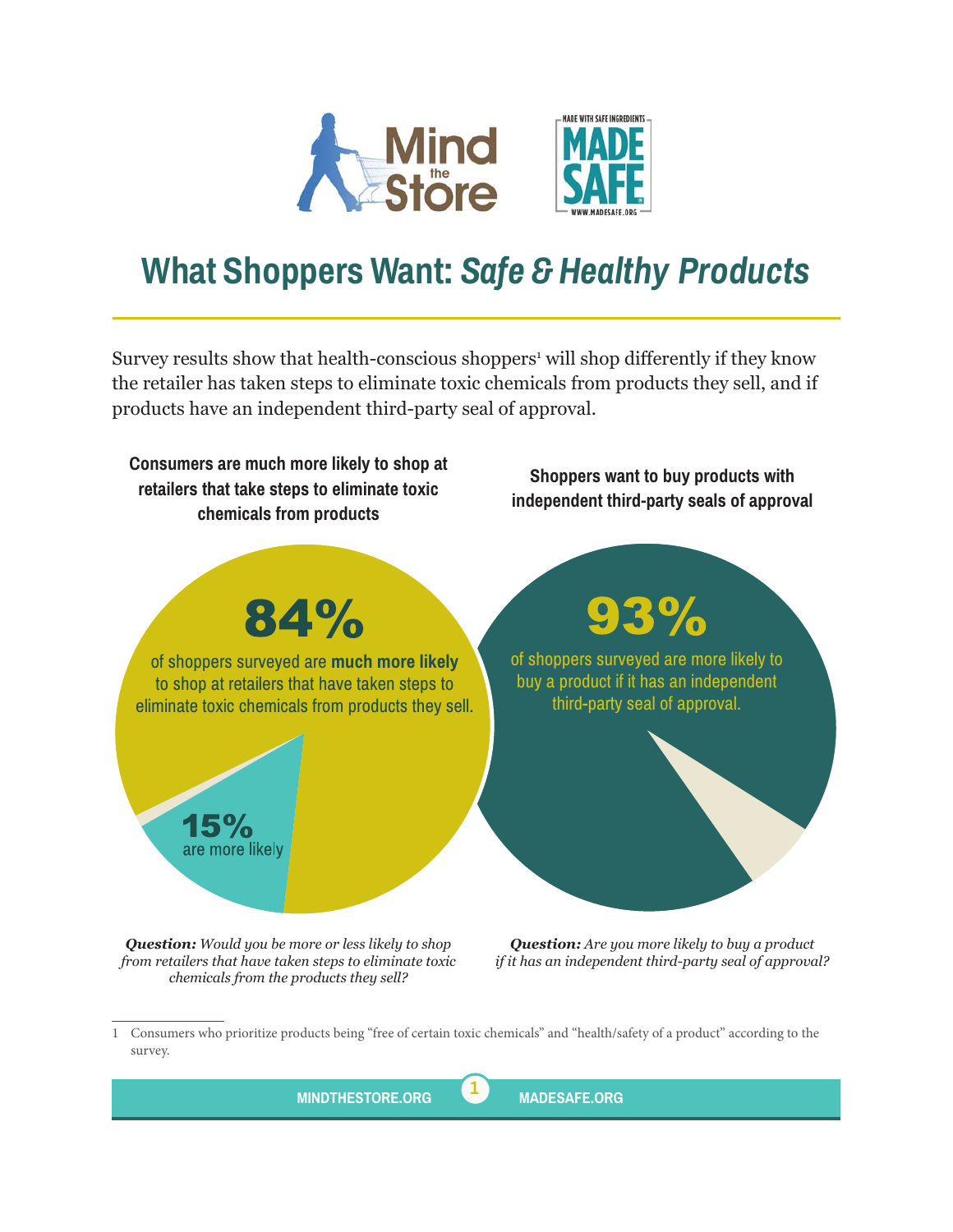# What Shoppers Want: *Safe & Healthy Products*

Survey results show that health-conscious shoppers[1] will shop differently if they know the retailer has taken steps to eliminate toxic chemicals from products they sell, and if products have an independent third-party seal of approval.

**Consumers are much more likely to shop at retailers that take steps to eliminate toxic chemicals from products**

**84%**

of shoppers surveyed are **much more likely** to shop at retailers that have taken steps to eliminate toxic chemicals from products they sell.

**15%** are more likely

***Question:*** *Would you be more or less likely to shop from retailers that have taken steps to eliminate toxic chemicals from the products they sell?*

**Shoppers want to buy products with independent third-party seals of approval**

**93%**

of shoppers surveyed are more likely to buy a product if it has an independent third-party seal of approval.

***Question:*** *Are you more likely to buy a product if it has an independent third-party seal of approval?*

---

1 Consumers who prioritize products being “free of certain toxic chemicals” and “health/safety of a product” according to the survey.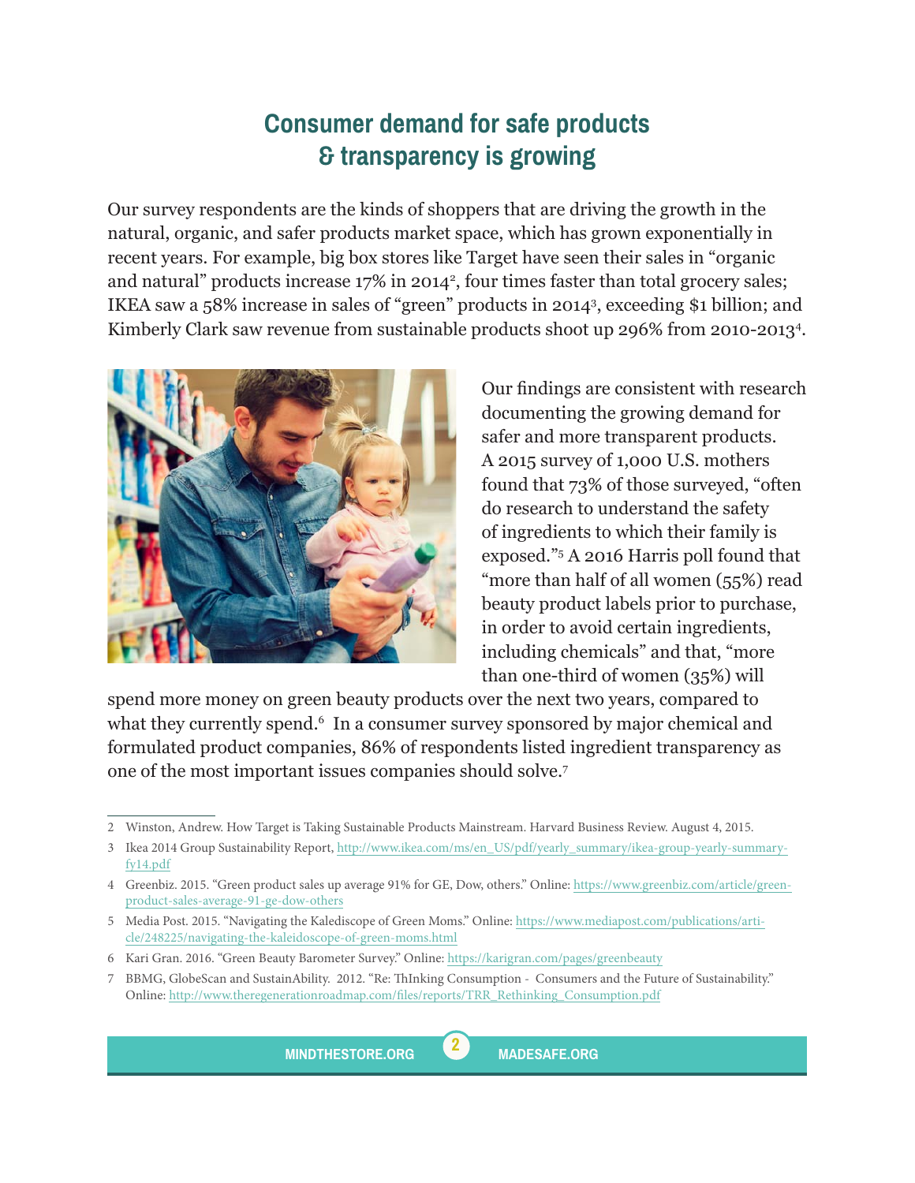## Consumer demand for safe products & transparency is growing

Our survey respondents are the kinds of shoppers that are driving the growth in the natural, organic, and safer products market space, which has grown exponentially in recent years. For example, big box stores like Target have seen their sales in "organic and natural" products increase 17% in 2014[2], four times faster than total grocery sales; IKEA saw a 58% increase in sales of "green" products in 2014[3], exceeding $1 billion; and Kimberly Clark saw revenue from sustainable products shoot up 296% from 2010-2013[4].

Our findings are consistent with research documenting the growing demand for safer and more transparent products. A 2015 survey of 1,000 U.S. mothers found that 73% of those surveyed, "often do research to understand the safety of ingredients to which their family is exposed."[5] A 2016 Harris poll found that "more than half of all women (55%) read beauty product labels prior to purchase, in order to avoid certain ingredients, including chemicals" and that, "more than one-third of women (35%) will spend more money on green beauty products over the next two years, compared to what they currently spend.[6] In a consumer survey sponsored by major chemical and formulated product companies, 86% of respondents listed ingredient transparency as one of the most important issues companies should solve.[7]

---

2 Winston, Andrew. How Target is Taking Sustainable Products Mainstream. Harvard Business Review. August 4, 2015.

3 Ikea 2014 Group Sustainability Report, http://www.ikea.com/ms/en_US/pdf/yearly_summary/ikea-group-yearly-summary-fy14.pdf

4 Greenbiz. 2015. "Green product sales up average 91% for GE, Dow, others." Online: https://www.greenbiz.com/article/green-product-sales-average-91-ge-dow-others

5 Media Post. 2015. "Navigating the Kalediscope of Green Moms." Online: https://www.mediapost.com/publications/article/248225/navigating-the-kaleidoscope-of-green-moms.html

6 Kari Gran. 2016. "Green Beauty Barometer Survey." Online: https://karigran.com/pages/greenbeauty

7 BBMG, GlobeScan and SustainAbility. 2012. "Re: ThInking Consumption - Consumers and the Future of Sustainability." Online: http://www.theregenerationroadmap.com/files/reports/TRR_Rethinking_Consumption.pdf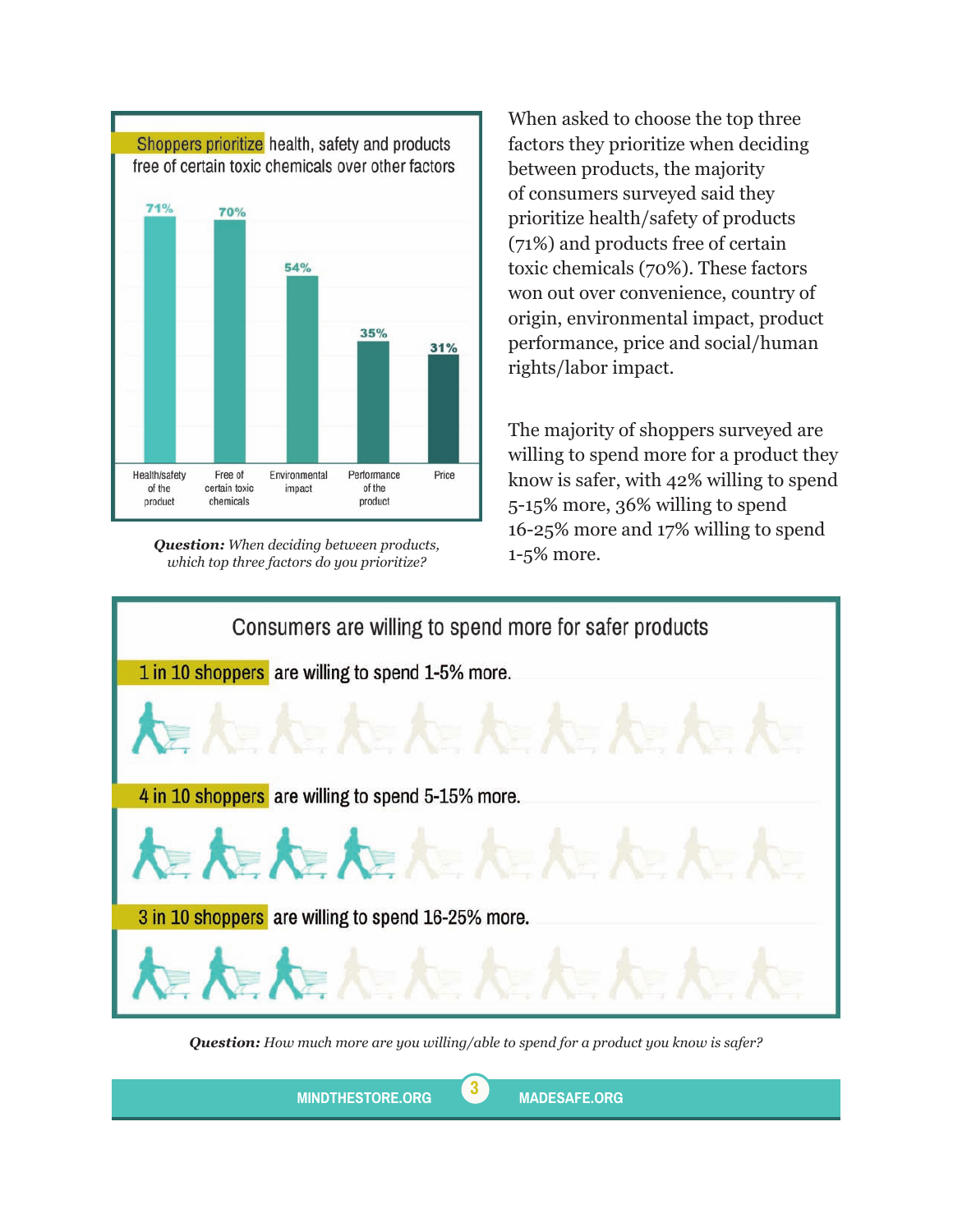**Shoppers prioritize health, safety and products free of certain toxic chemicals over other factors**

| Factor | Percentage |
|---|---|
| Health/safety of the product | 71% |
| Free of certain toxic chemicals | 70% |
| Environmental impact | 54% |
| Performance of the product | 35% |
| Price | 31% |

***Question:*** *When deciding between products, which top three factors do you prioritize?*

When asked to choose the top three factors they prioritize when deciding between products, the majority of consumers surveyed said they prioritize health/safety of products (71%) and products free of certain toxic chemicals (70%). These factors won out over convenience, country of origin, environmental impact, product performance, price and social/human rights/labor impact.

The majority of shoppers surveyed are willing to spend more for a product they know is safer, with 42% willing to spend 5-15% more, 36% willing to spend 16-25% more and 17% willing to spend 1-5% more.

**Consumers are willing to spend more for safer products**

**1 in 10 shoppers** are willing to spend 1-5% more.

**4 in 10 shoppers** are willing to spend 5-15% more.

**3 in 10 shoppers** are willing to spend 16-25% more.

***Question:*** *How much more are you willing/able to spend for a product you know is safer?*

MINDTHESTORE.ORG MADESAFE.ORG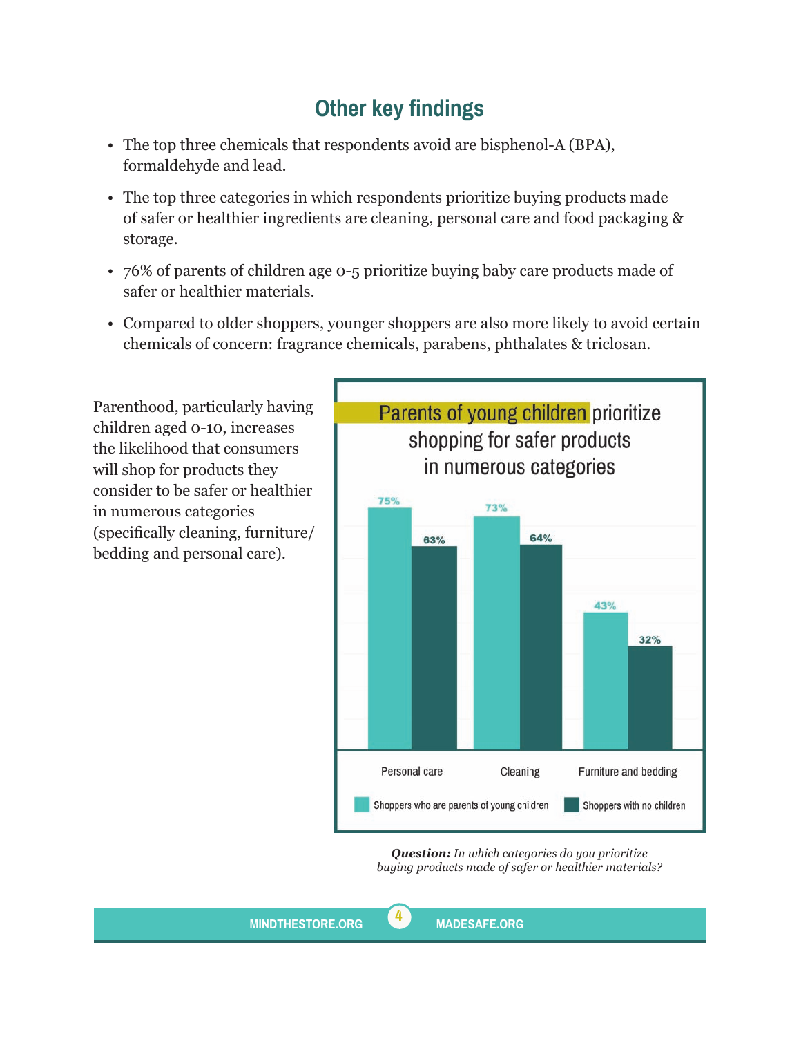## Other key findings

- The top three chemicals that respondents avoid are bisphenol-A (BPA), formaldehyde and lead.
- The top three categories in which respondents prioritize buying products made of safer or healthier ingredients are cleaning, personal care and food packaging & storage.
- 76% of parents of children age 0-5 prioritize buying baby care products made of safer or healthier materials.
- Compared to older shoppers, younger shoppers are also more likely to avoid certain chemicals of concern: fragrance chemicals, parabens, phthalates & triclosan.

Parenthood, particularly having children aged 0-10, increases the likelihood that consumers will shop for products they consider to be safer or healthier in numerous categories (specifically cleaning, furniture/bedding and personal care).

**Parents of young children prioritize shopping for safer products in numerous categories**

| | Shoppers who are parents of young children | Shoppers with no children |
|---|---|---|
| Personal care | 75% | 63% |
| Cleaning | 73% | 64% |
| Furniture and bedding | 43% | 32% |

***Question:*** *In which categories do you prioritize buying products made of safer or healthier materials?*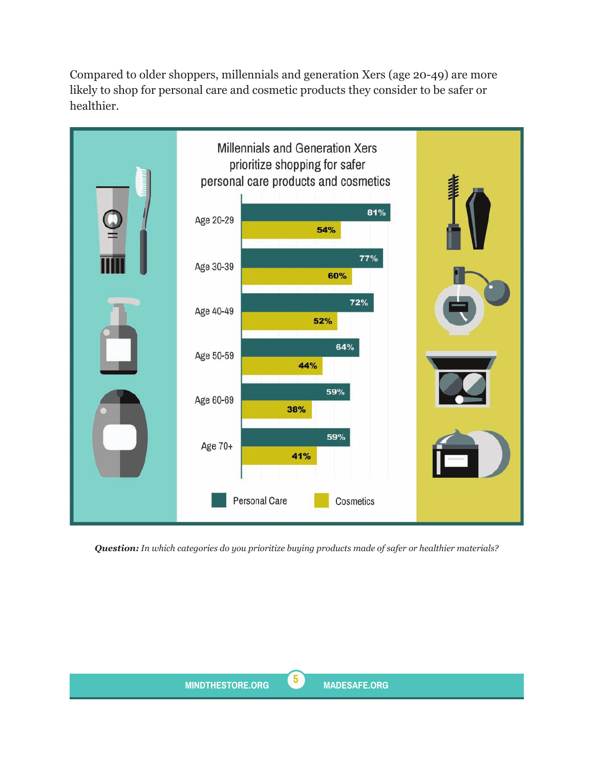Compared to older shoppers, millennials and generation Xers (age 20-49) are more likely to shop for personal care and cosmetic products they consider to be safer or healthier.

**Millennials and Generation Xers prioritize shopping for safer personal care products and cosmetics**

| Age | Personal Care | Cosmetics |
| --- | --- | --- |
| Age 20-29 | 81% | 54% |
| Age 30-39 | 77% | 60% |
| Age 40-49 | 72% | 52% |
| Age 50-59 | 64% | 44% |
| Age 60-69 | 59% | 38% |
| Age 70+ | 59% | 41% |

***Question:*** *In which categories do you prioritize buying products made of safer or healthier materials?*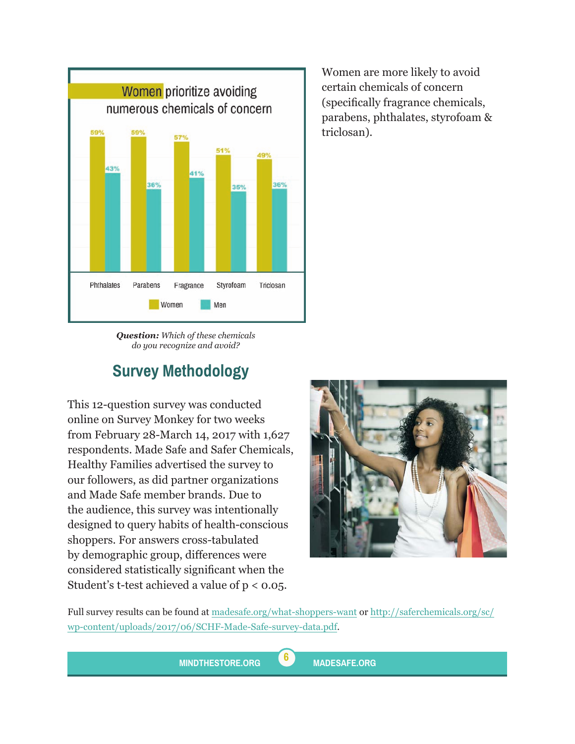Women prioritize avoiding numerous chemicals of concern

59%
43%
59%
36%
57%
41%
51%
35%
49%
36%

Phthalates
Parabens
Fragrance
Styrofoam
Triclosan

Women
Men

***Question:*** *Which of these chemicals do you recognize and avoid?*

Women are more likely to avoid certain chemicals of concern (specifically fragrance chemicals, parabens, phthalates, styrofoam & triclosan).

## Survey Methodology

This 12-question survey was conducted online on Survey Monkey for two weeks from February 28-March 14, 2017 with 1,627 respondents. Made Safe and Safer Chemicals, Healthy Families advertised the survey to our followers, as did partner organizations and Made Safe member brands. Due to the audience, this survey was intentionally designed to query habits of health-conscious shoppers. For answers cross-tabulated by demographic group, differences were considered statistically significant when the Student's t-test achieved a value of $p < 0.05$.

Full survey results can be found at madesafe.org/what-shoppers-want or http://saferchemicals.org/sc/wp-content/uploads/2017/06/SCHF-Made-Safe-survey-data.pdf.